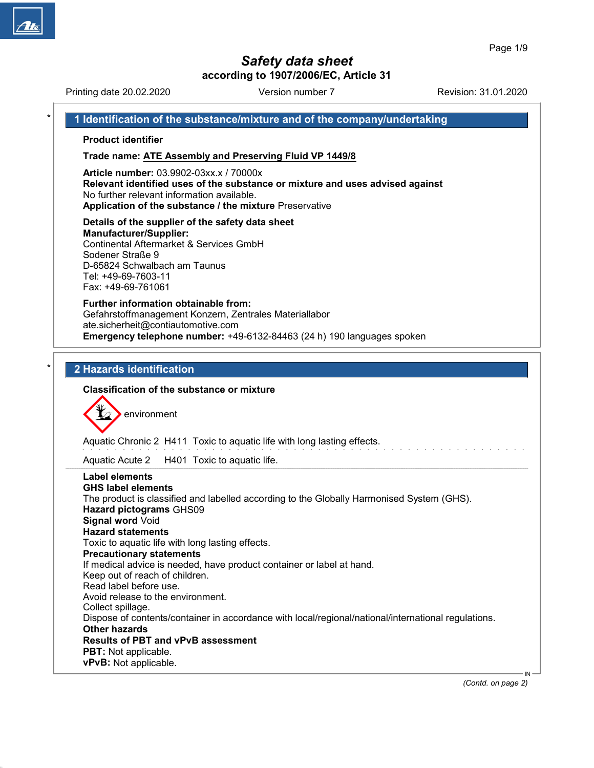# Safety data sheet

**according to 1907/2006/EC, Article 31**

Printing date 20.02.2020 Version number 7 Revision: 31.01.2020

## 1 Identification of the substance/mixture and of the company/undertaking

**Product identifier**

**Trade name: ATE Assembly and Preserving Fluid VP 1449/8**

**Article number:** 03.9902-03xx.x / 70000x
**Relevant identified uses of the substance or mixture and uses advised against**
No further relevant information available.
**Application of the substance / the mixture** Preservative

**Details of the supplier of the safety data sheet**
**Manufacturer/Supplier:**
Continental Aftermarket & Services GmbH
Sodener Straße 9
D-65824 Schwalbach am Taunus
Tel: +49-69-7603-11
Fax: +49-69-761061

**Further information obtainable from:**
Gefahrstoffmanagement Konzern, Zentrales Materiallabor
ate.sicherheit@contiautomotive.com
**Emergency telephone number:** +49-6132-84463 (24 h) 190 languages spoken

## 2 Hazards identification

**Classification of the substance or mixture**

environment

Aquatic Chronic 2 H411 Toxic to aquatic life with long lasting effects.

Aquatic Acute 2 H401 Toxic to aquatic life.

**Label elements**
**GHS label elements**
The product is classified and labelled according to the Globally Harmonised System (GHS).
**Hazard pictograms** GHS09
**Signal word** Void
**Hazard statements**
Toxic to aquatic life with long lasting effects.
**Precautionary statements**
If medical advice is needed, have product container or label at hand.
Keep out of reach of children.
Read label before use.
Avoid release to the environment.
Collect spillage.
Dispose of contents/container in accordance with local/regional/national/international regulations.
**Other hazards**
**Results of PBT and vPvB assessment**
**PBT:** Not applicable.
**vPvB:** Not applicable.

*(Contd. on page 2)*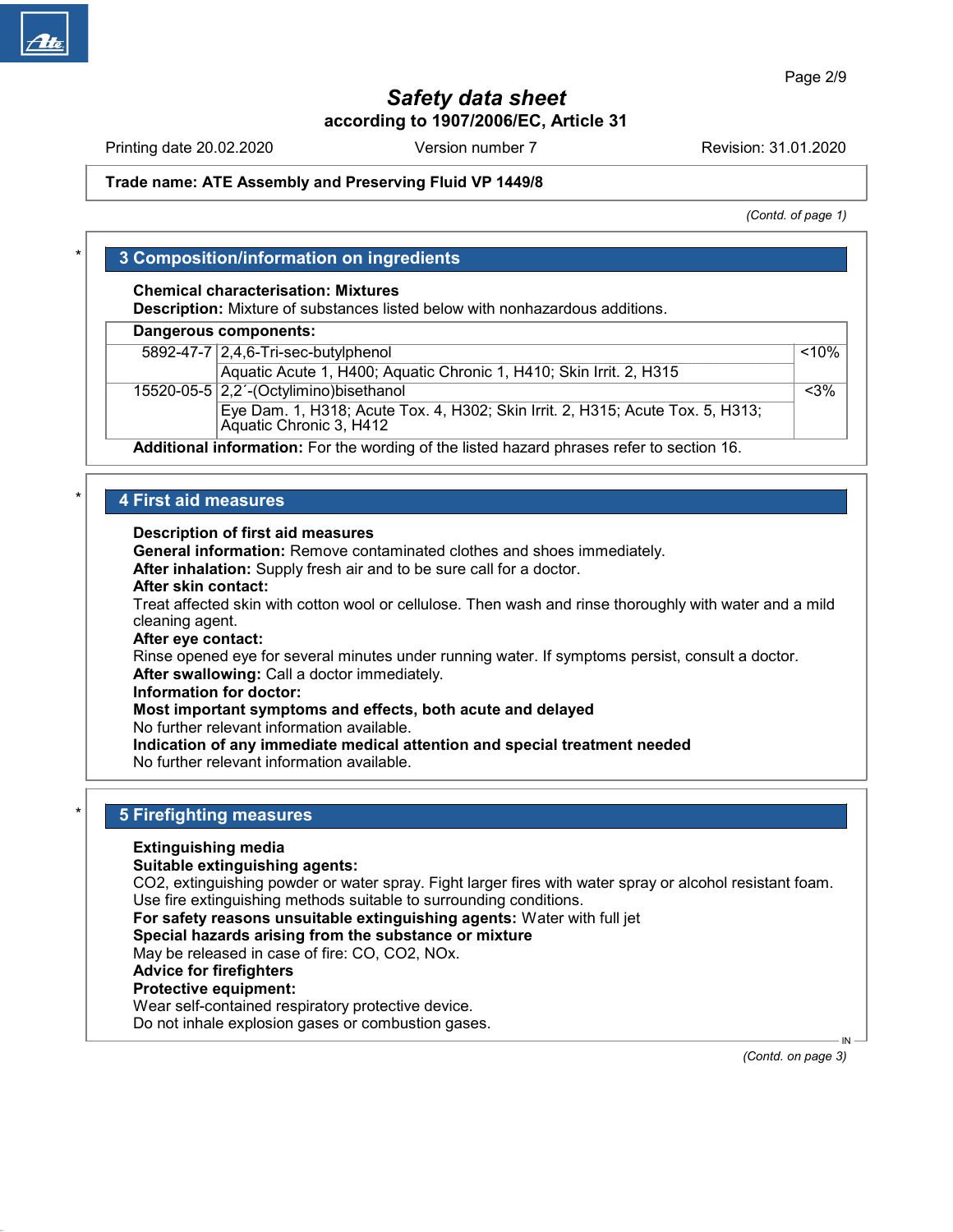# Safety data sheet

**according to 1907/2006/EC, Article 31**

Printing date 20.02.2020 Version number 7 Revision: 31.01.2020

**Trade name: ATE Assembly and Preserving Fluid VP 1449/8**

*(Contd. of page 1)*

## 3 Composition/information on ingredients

**Chemical characterisation: Mixtures**
**Description:** Mixture of substances listed below with nonhazardous additions.

| **Dangerous components:** | | |
|---|---|---|
| 5892-47-7 | 2,4,6-Tri-sec-butylphenol | <10% |
| | Aquatic Acute 1, H400; Aquatic Chronic 1, H410; Skin Irrit. 2, H315 | |
| 15520-05-5 | 2,2´-(Octylimino)bisethanol | <3% |
| | Eye Dam. 1, H318; Acute Tox. 4, H302; Skin Irrit. 2, H315; Acute Tox. 5, H313; Aquatic Chronic 3, H412 | |

**Additional information:** For the wording of the listed hazard phrases refer to section 16.

## 4 First aid measures

**Description of first aid measures**
**General information:** Remove contaminated clothes and shoes immediately.
**After inhalation:** Supply fresh air and to be sure call for a doctor.
**After skin contact:**
Treat affected skin with cotton wool or cellulose. Then wash and rinse thoroughly with water and a mild cleaning agent.
**After eye contact:**
Rinse opened eye for several minutes under running water. If symptoms persist, consult a doctor.
**After swallowing:** Call a doctor immediately.
**Information for doctor:**
**Most important symptoms and effects, both acute and delayed**
No further relevant information available.
**Indication of any immediate medical attention and special treatment needed**
No further relevant information available.

## 5 Firefighting measures

**Extinguishing media**
**Suitable extinguishing agents:**
CO2, extinguishing powder or water spray. Fight larger fires with water spray or alcohol resistant foam.
Use fire extinguishing methods suitable to surrounding conditions.
**For safety reasons unsuitable extinguishing agents:** Water with full jet
**Special hazards arising from the substance or mixture**
May be released in case of fire: CO, CO2, NOx.
**Advice for firefighters**
**Protective equipment:**
Wear self-contained respiratory protective device.
Do not inhale explosion gases or combustion gases.

*(Contd. on page 3)*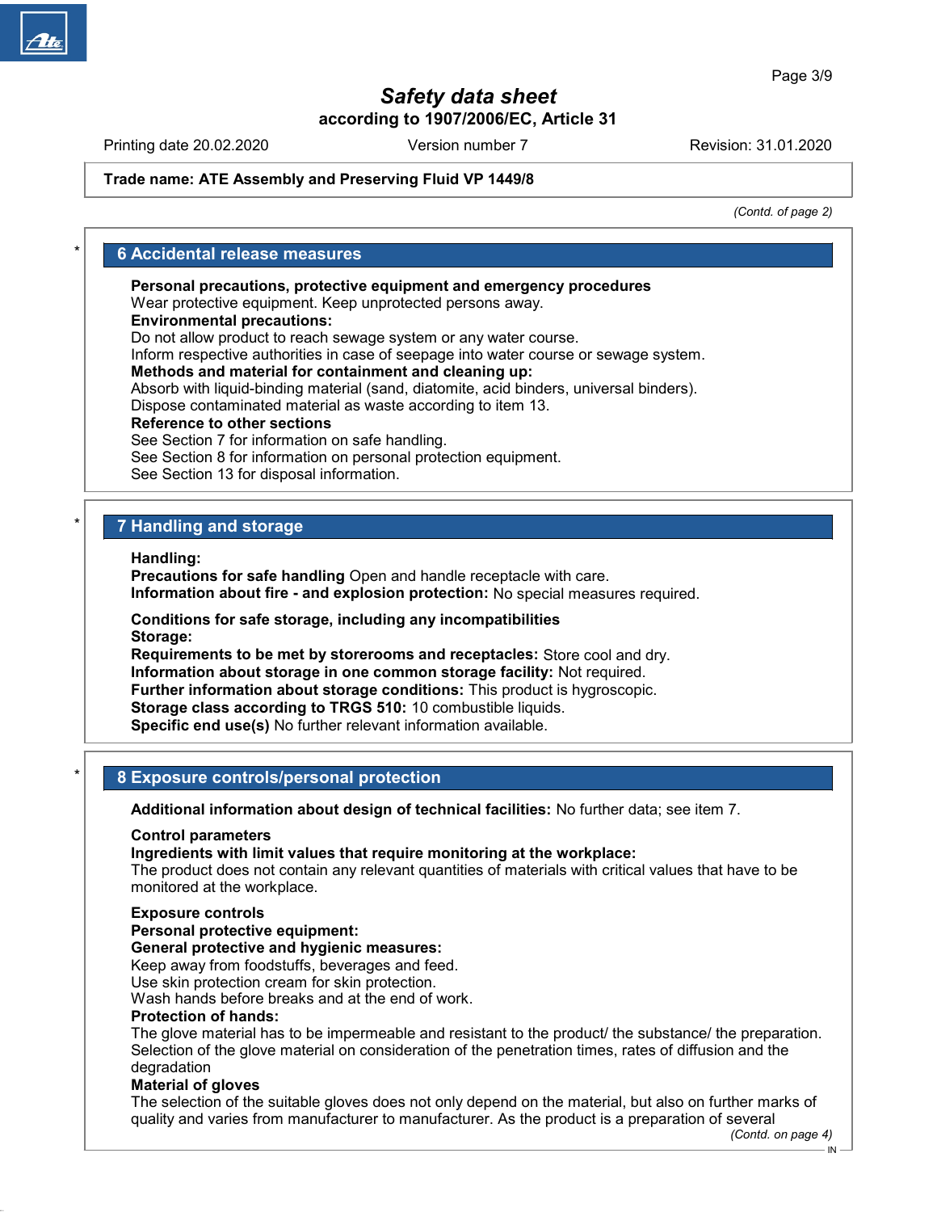# Safety data sheet

**according to 1907/2006/EC, Article 31**

Printing date 20.02.2020 Version number 7 Revision: 31.01.2020

**Trade name: ATE Assembly and Preserving Fluid VP 1449/8**

*(Contd. of page 2)*

## 6 Accidental release measures

**Personal precautions, protective equipment and emergency procedures**
Wear protective equipment. Keep unprotected persons away.
**Environmental precautions:**
Do not allow product to reach sewage system or any water course.
Inform respective authorities in case of seepage into water course or sewage system.
**Methods and material for containment and cleaning up:**
Absorb with liquid-binding material (sand, diatomite, acid binders, universal binders).
Dispose contaminated material as waste according to item 13.
**Reference to other sections**
See Section 7 for information on safe handling.
See Section 8 for information on personal protection equipment.
See Section 13 for disposal information.

## 7 Handling and storage

**Handling:**
**Precautions for safe handling** Open and handle receptacle with care.
**Information about fire - and explosion protection:** No special measures required.

**Conditions for safe storage, including any incompatibilities**
**Storage:**
**Requirements to be met by storerooms and receptacles:** Store cool and dry.
**Information about storage in one common storage facility:** Not required.
**Further information about storage conditions:** This product is hygroscopic.
**Storage class according to TRGS 510:** 10 combustible liquids.
**Specific end use(s)** No further relevant information available.

## 8 Exposure controls/personal protection

**Additional information about design of technical facilities:** No further data; see item 7.

**Control parameters**
**Ingredients with limit values that require monitoring at the workplace:**
The product does not contain any relevant quantities of materials with critical values that have to be monitored at the workplace.

**Exposure controls**
**Personal protective equipment:**
**General protective and hygienic measures:**
Keep away from foodstuffs, beverages and feed.
Use skin protection cream for skin protection.
Wash hands before breaks and at the end of work.
**Protection of hands:**
The glove material has to be impermeable and resistant to the product/ the substance/ the preparation.
Selection of the glove material on consideration of the penetration times, rates of diffusion and the degradation
**Material of gloves**
The selection of the suitable gloves does not only depend on the material, but also on further marks of quality and varies from manufacturer to manufacturer. As the product is a preparation of several

*(Contd. on page 4)*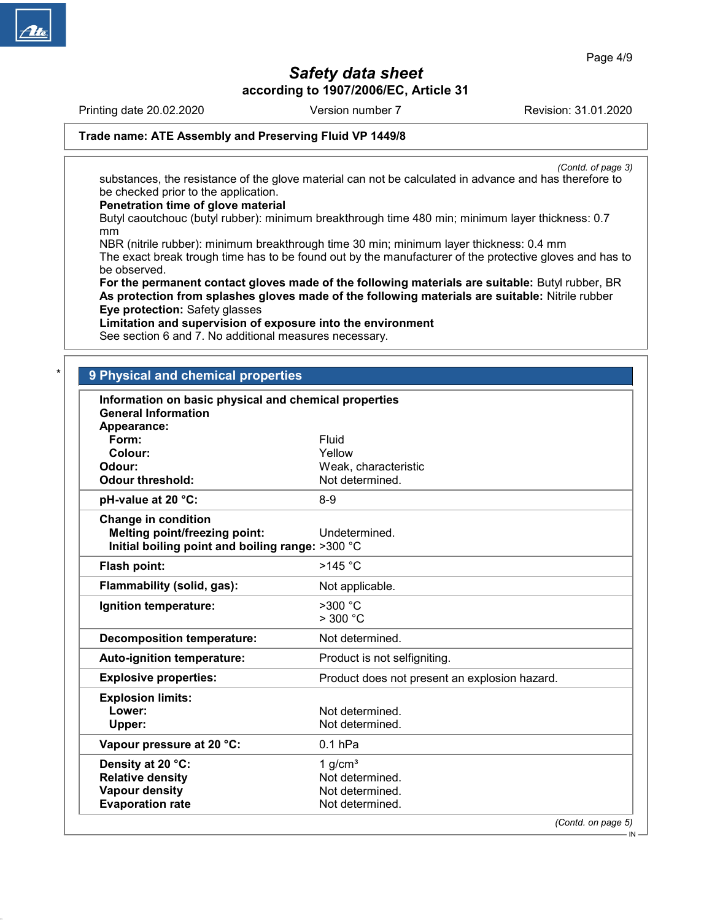Trade name: **ATE Assembly and Preserving Fluid VP 1449/8**

*(Contd. of page 3)*

substances, the resistance of the glove material can not be calculated in advance and has therefore to be checked prior to the application.

**Penetration time of glove material**

Butyl caoutchouc (butyl rubber): minimum breakthrough time 480 min; minimum layer thickness: 0.7 mm

NBR (nitrile rubber): minimum breakthrough time 30 min; minimum layer thickness: 0.4 mm

The exact break trough time has to be found out by the manufacturer of the protective gloves and has to be observed.

**For the permanent contact gloves made of the following materials are suitable:** Butyl rubber, BR

**As protection from splashes gloves made of the following materials are suitable:** Nitrile rubber

**Eye protection:** Safety glasses

**Limitation and supervision of exposure into the environment**

See section 6 and 7. No additional measures necessary.

## 9 Physical and chemical properties

**Information on basic physical and chemical properties**

**General Information**

| Property | Value |
|---|---|
| **Appearance:** | |
| **Form:** | Fluid |
| **Colour:** | Yellow |
| **Odour:** | Weak, characteristic |
| **Odour threshold:** | Not determined. |
| **pH-value at 20 °C:** | 8-9 |
| **Change in condition** | |
| **Melting point/freezing point:** | Undetermined. |
| **Initial boiling point and boiling range:** | >300 °C |
| **Flash point:** | >145 °C |
| **Flammability (solid, gas):** | Not applicable. |
| **Ignition temperature:** | >300 °C<br>> 300 °C |
| **Decomposition temperature:** | Not determined. |
| **Auto-ignition temperature:** | Product is not selfigniting. |
| **Explosive properties:** | Product does not present an explosion hazard. |
| **Explosion limits:** | |
| **Lower:** | Not determined. |
| **Upper:** | Not determined. |
| **Vapour pressure at 20 °C:** | 0.1 hPa |
| **Density at 20 °C:** | 1 g/cm³ |
| **Relative density** | Not determined. |
| **Vapour density** | Not determined. |
| **Evaporation rate** | Not determined. |

*(Contd. on page 5)*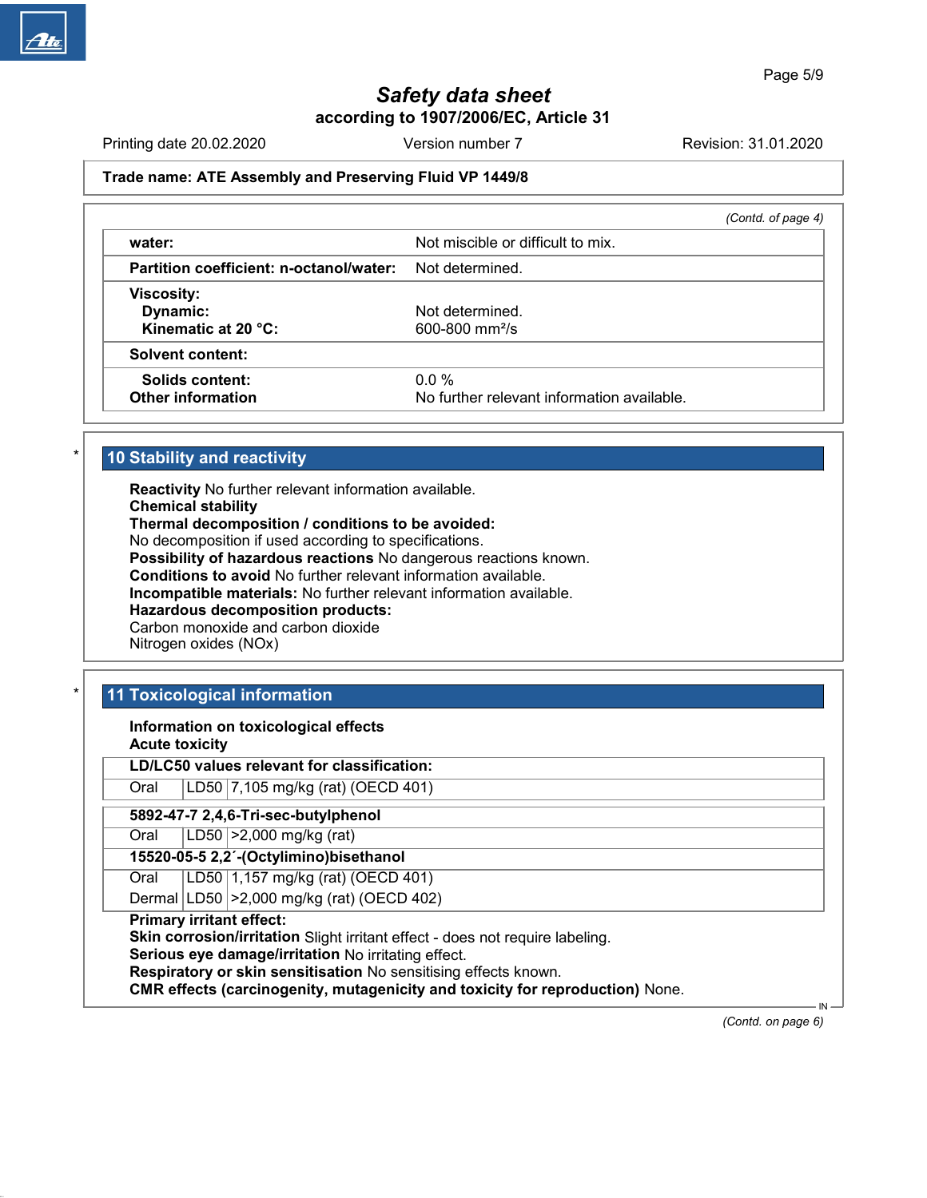**Trade name: ATE Assembly and Preserving Fluid VP 1449/8**

*(Contd. of page 4)*

| | |
|---|---|
| **water:** | Not miscible or difficult to mix. |
| **Partition coefficient: n-octanol/water:** | Not determined. |
| **Viscosity:** | |
| **Dynamic:** | Not determined. |
| **Kinematic at 20 °C:** | 600-800 mm²/s |
| **Solvent content:** | |
| **Solids content:** | 0.0 % |
| **Other information** | No further relevant information available. |

## * 10 Stability and reactivity

**Reactivity** No further relevant information available.
**Chemical stability**
**Thermal decomposition / conditions to be avoided:**
No decomposition if used according to specifications.
**Possibility of hazardous reactions** No dangerous reactions known.
**Conditions to avoid** No further relevant information available.
**Incompatible materials:** No further relevant information available.
**Hazardous decomposition products:**
Carbon monoxide and carbon dioxide
Nitrogen oxides (NOx)

## * 11 Toxicological information

**Information on toxicological effects**
**Acute toxicity**

| **LD/LC50 values relevant for classification:** | | |
|---|---|---|
| Oral | LD50 | 7,105 mg/kg (rat) (OECD 401) |

| **5892-47-7 2,4,6-Tri-sec-butylphenol** | | |
|---|---|---|
| Oral | LD50 | >2,000 mg/kg (rat) |
| **15520-05-5 2,2´-(Octylimino)bisethanol** | | |
| Oral | LD50 | 1,157 mg/kg (rat) (OECD 401) |
| Dermal | LD50 | >2,000 mg/kg (rat) (OECD 402) |

**Primary irritant effect:**
**Skin corrosion/irritation** Slight irritant effect - does not require labeling.
**Serious eye damage/irritation** No irritating effect.
**Respiratory or skin sensitisation** No sensitising effects known.
**CMR effects (carcinogenity, mutagenicity and toxicity for reproduction)** None.

*(Contd. on page 6)*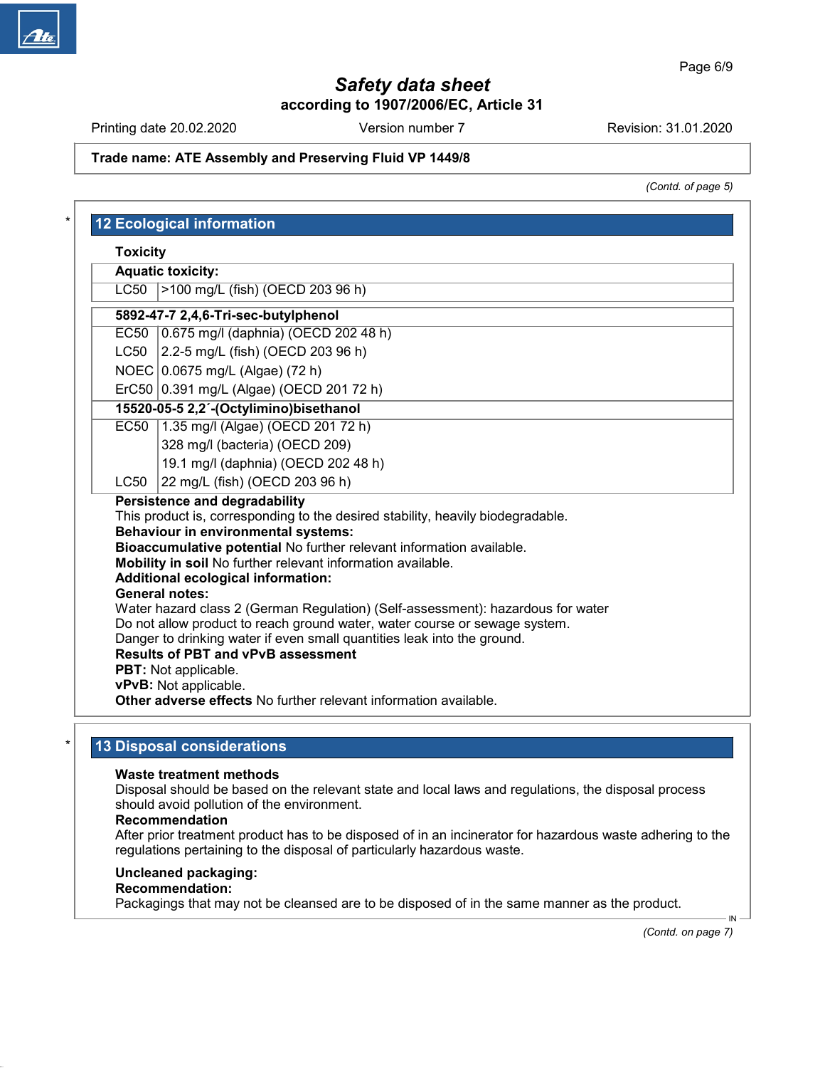*(Contd. of page 5)*

## 12 Ecological information

**Toxicity**

| **Aquatic toxicity:** | |
|---|---|
| LC50 | >100 mg/L (fish) (OECD 203 96 h) |

| **5892-47-7 2,4,6-Tri-sec-butylphenol** | |
|---|---|
| EC50 | 0.675 mg/l (daphnia) (OECD 202 48 h) |
| LC50 | 2.2-5 mg/L (fish) (OECD 203 96 h) |
| NOEC | 0.0675 mg/L (Algae) (72 h) |
| ErC50 | 0.391 mg/L (Algae) (OECD 201 72 h) |
| **15520-05-5 2,2´-(Octylimino)bisethanol** | |
| EC50 | 1.35 mg/l (Algae) (OECD 201 72 h) |
| | 328 mg/l (bacteria) (OECD 209) |
| | 19.1 mg/l (daphnia) (OECD 202 48 h) |
| LC50 | 22 mg/L (fish) (OECD 203 96 h) |

**Persistence and degradability**
This product is, corresponding to the desired stability, heavily biodegradable.
**Behaviour in environmental systems:**
**Bioaccumulative potential** No further relevant information available.
**Mobility in soil** No further relevant information available.
**Additional ecological information:**
**General notes:**
Water hazard class 2 (German Regulation) (Self-assessment): hazardous for water
Do not allow product to reach ground water, water course or sewage system.
Danger to drinking water if even small quantities leak into the ground.
**Results of PBT and vPvB assessment**
**PBT:** Not applicable.
**vPvB:** Not applicable.
**Other adverse effects** No further relevant information available.

## 13 Disposal considerations

**Waste treatment methods**
Disposal should be based on the relevant state and local laws and regulations, the disposal process should avoid pollution of the environment.
**Recommendation**
After prior treatment product has to be disposed of in an incinerator for hazardous waste adhering to the regulations pertaining to the disposal of particularly hazardous waste.

**Uncleaned packaging:**
**Recommendation:**
Packagings that may not be cleansed are to be disposed of in the same manner as the product.

*(Contd. on page 7)*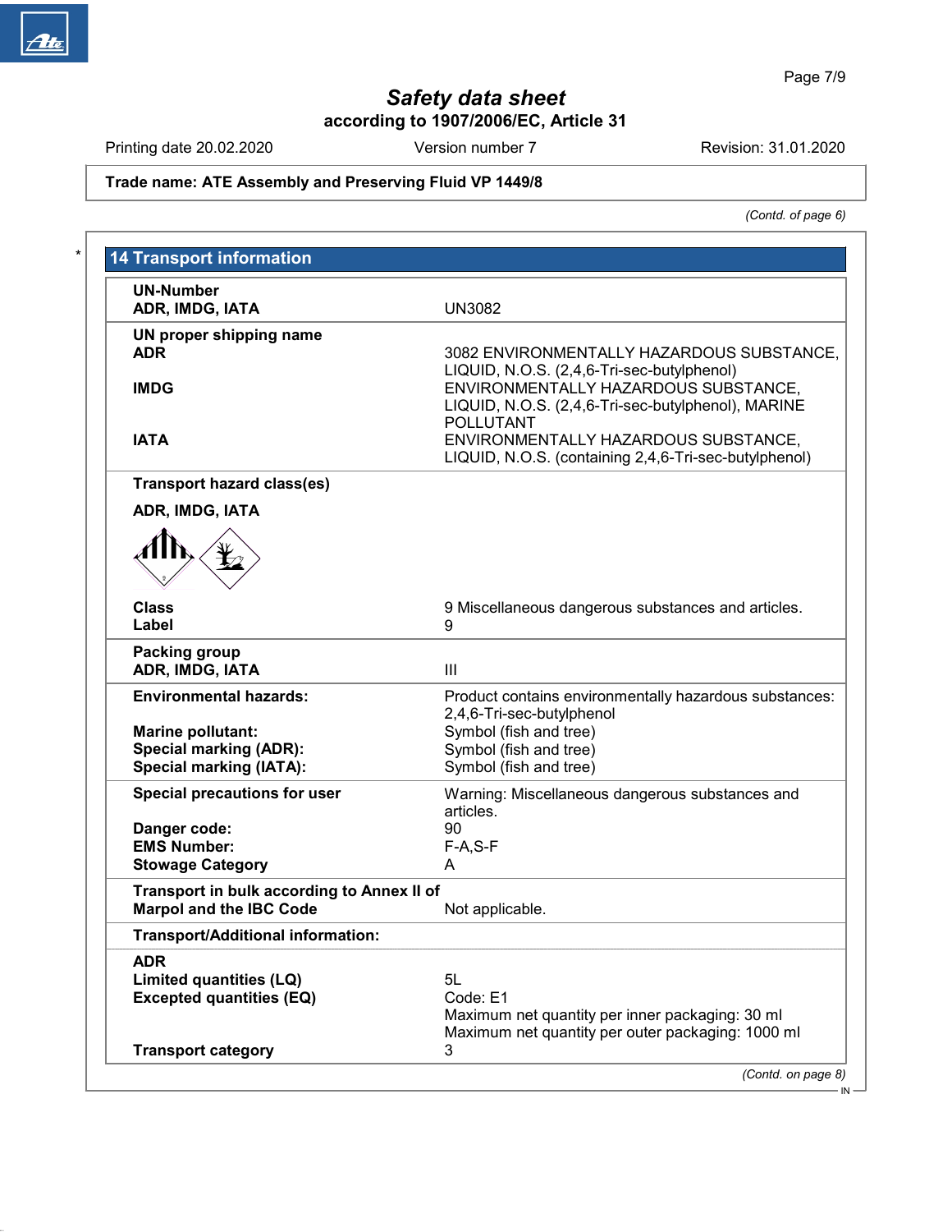## Safety data sheet
**according to 1907/2006/EC, Article 31**

Printing date 20.02.2020 | Version number 7 | Revision: 31.01.2020

**Trade name: ATE Assembly and Preserving Fluid VP 1449/8**

*(Contd. of page 6)*

\*

## 14 Transport information

| | |
|---|---|
| **UN-Number**<br>**ADR, IMDG, IATA** | UN3082 |
| **UN proper shipping name**<br>**ADR** | 3082 ENVIRONMENTALLY HAZARDOUS SUBSTANCE, LIQUID, N.O.S. (2,4,6-Tri-sec-butylphenol) |
| **IMDG** | ENVIRONMENTALLY HAZARDOUS SUBSTANCE, LIQUID, N.O.S. (2,4,6-Tri-sec-butylphenol), MARINE POLLUTANT |
| **IATA** | ENVIRONMENTALLY HAZARDOUS SUBSTANCE, LIQUID, N.O.S. (containing 2,4,6-Tri-sec-butylphenol) |
| **Transport hazard class(es)** | |
| **ADR, IMDG, IATA** | |
| **Class** | 9 Miscellaneous dangerous substances and articles. |
| **Label** | 9 |
| **Packing group**<br>**ADR, IMDG, IATA** | III |
| **Environmental hazards:** | Product contains environmentally hazardous substances: 2,4,6-Tri-sec-butylphenol |
| **Marine pollutant:** | Symbol (fish and tree) |
| **Special marking (ADR):** | Symbol (fish and tree) |
| **Special marking (IATA):** | Symbol (fish and tree) |
| **Special precautions for user** | Warning: Miscellaneous dangerous substances and articles. |
| **Danger code:** | 90 |
| **EMS Number:** | F-A,S-F |
| **Stowage Category** | A |
| **Transport in bulk according to Annex II of Marpol and the IBC Code** | Not applicable. |
| **Transport/Additional information:** | |
| **ADR** | |
| **Limited quantities (LQ)** | 5L |
| **Excepted quantities (EQ)** | Code: E1<br>Maximum net quantity per inner packaging: 30 ml<br>Maximum net quantity per outer packaging: 1000 ml |
| **Transport category** | 3 |

*(Contd. on page 8)*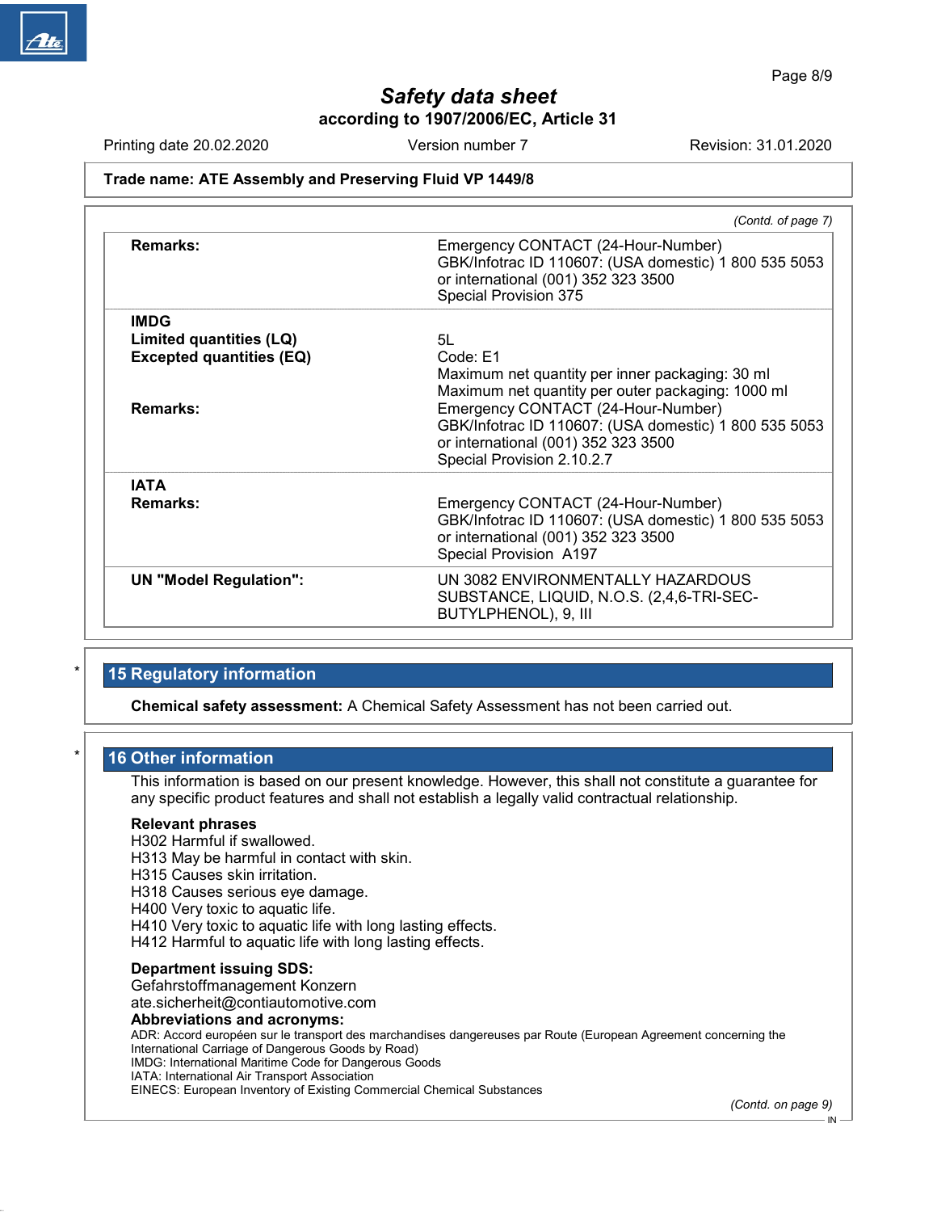## Safety data sheet

**according to 1907/2006/EC, Article 31**

Printing date 20.02.2020 Version number 7 Revision: 31.01.2020

**Trade name: ATE Assembly and Preserving Fluid VP 1449/8**

*(Contd. of page 7)*

| | |
|---|---|
| **Remarks:** | Emergency CONTACT (24-Hour-Number) GBK/Infotrac ID 110607: (USA domestic) 1 800 535 5053 or international (001) 352 323 3500 Special Provision 375 |
| **IMDG** | |
| **Limited quantities (LQ)** | 5L |
| **Excepted quantities (EQ)** | Code: E1 Maximum net quantity per inner packaging: 30 ml Maximum net quantity per outer packaging: 1000 ml |
| **Remarks:** | Emergency CONTACT (24-Hour-Number) GBK/Infotrac ID 110607: (USA domestic) 1 800 535 5053 or international (001) 352 323 3500 Special Provision 2.10.2.7 |
| **IATA** | |
| **Remarks:** | Emergency CONTACT (24-Hour-Number) GBK/Infotrac ID 110607: (USA domestic) 1 800 535 5053 or international (001) 352 323 3500 Special Provision A197 |
| **UN "Model Regulation":** | UN 3082 ENVIRONMENTALLY HAZARDOUS SUBSTANCE, LIQUID, N.O.S. (2,4,6-TRI-SEC-BUTYLPHENOL), 9, III |

\* 

## 15 Regulatory information

**Chemical safety assessment:** A Chemical Safety Assessment has not been carried out.

\* 

## 16 Other information

This information is based on our present knowledge. However, this shall not constitute a guarantee for any specific product features and shall not establish a legally valid contractual relationship.

**Relevant phrases**

H302 Harmful if swallowed.
H313 May be harmful in contact with skin.
H315 Causes skin irritation.
H318 Causes serious eye damage.
H400 Very toxic to aquatic life.
H410 Very toxic to aquatic life with long lasting effects.
H412 Harmful to aquatic life with long lasting effects.

**Department issuing SDS:**
Gefahrstoffmanagement Konzern
ate.sicherheit@contiautomotive.com

**Abbreviations and acronyms:**
ADR: Accord européen sur le transport des marchandises dangereuses par Route (European Agreement concerning the International Carriage of Dangerous Goods by Road)
IMDG: International Maritime Code for Dangerous Goods
IATA: International Air Transport Association
EINECS: European Inventory of Existing Commercial Chemical Substances

*(Contd. on page 9)*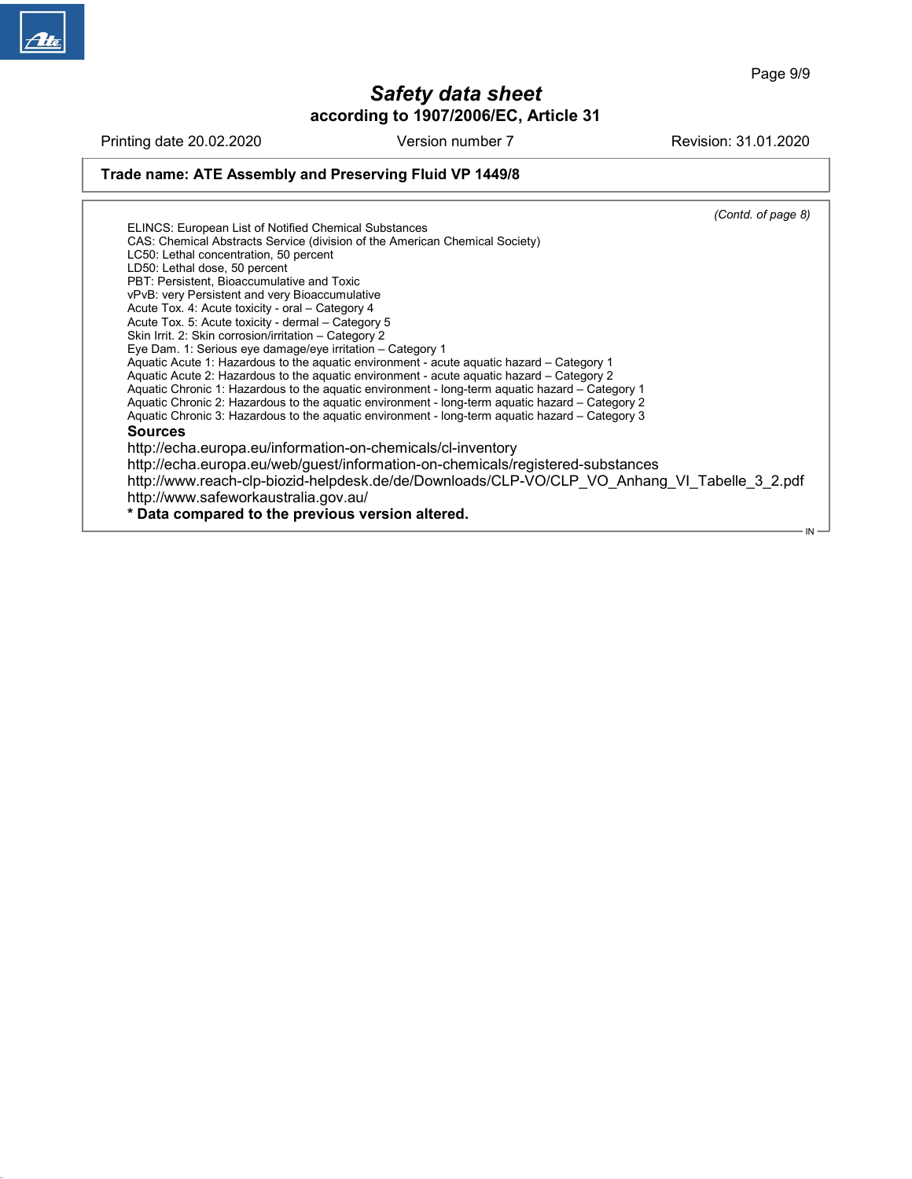Safety data sheet

according to 1907/2006/EC, Article 31

Printing date 20.02.2020 Version number 7 Revision: 31.01.2020

**Trade name: ATE Assembly and Preserving Fluid VP 1449/8**

*(Contd. of page 8)*

ELINCS: European List of Notified Chemical Substances
CAS: Chemical Abstracts Service (division of the American Chemical Society)
LC50: Lethal concentration, 50 percent
LD50: Lethal dose, 50 percent
PBT: Persistent, Bioaccumulative and Toxic
vPvB: very Persistent and very Bioaccumulative
Acute Tox. 4: Acute toxicity - oral – Category 4
Acute Tox. 5: Acute toxicity - dermal – Category 5
Skin Irrit. 2: Skin corrosion/irritation – Category 2
Eye Dam. 1: Serious eye damage/eye irritation – Category 1
Aquatic Acute 1: Hazardous to the aquatic environment - acute aquatic hazard – Category 1
Aquatic Acute 2: Hazardous to the aquatic environment - acute aquatic hazard – Category 2
Aquatic Chronic 1: Hazardous to the aquatic environment - long-term aquatic hazard – Category 1
Aquatic Chronic 2: Hazardous to the aquatic environment - long-term aquatic hazard – Category 2
Aquatic Chronic 3: Hazardous to the aquatic environment - long-term aquatic hazard – Category 3

**Sources**

http://echa.europa.eu/information-on-chemicals/cl-inventory
http://echa.europa.eu/web/guest/information-on-chemicals/registered-substances
http://www.reach-clp-biozid-helpdesk.de/de/Downloads/CLP-VO/CLP_VO_Anhang_VI_Tabelle_3_2.pdf
http://www.safeworkaustralia.gov.au/

**\* Data compared to the previous version altered.**